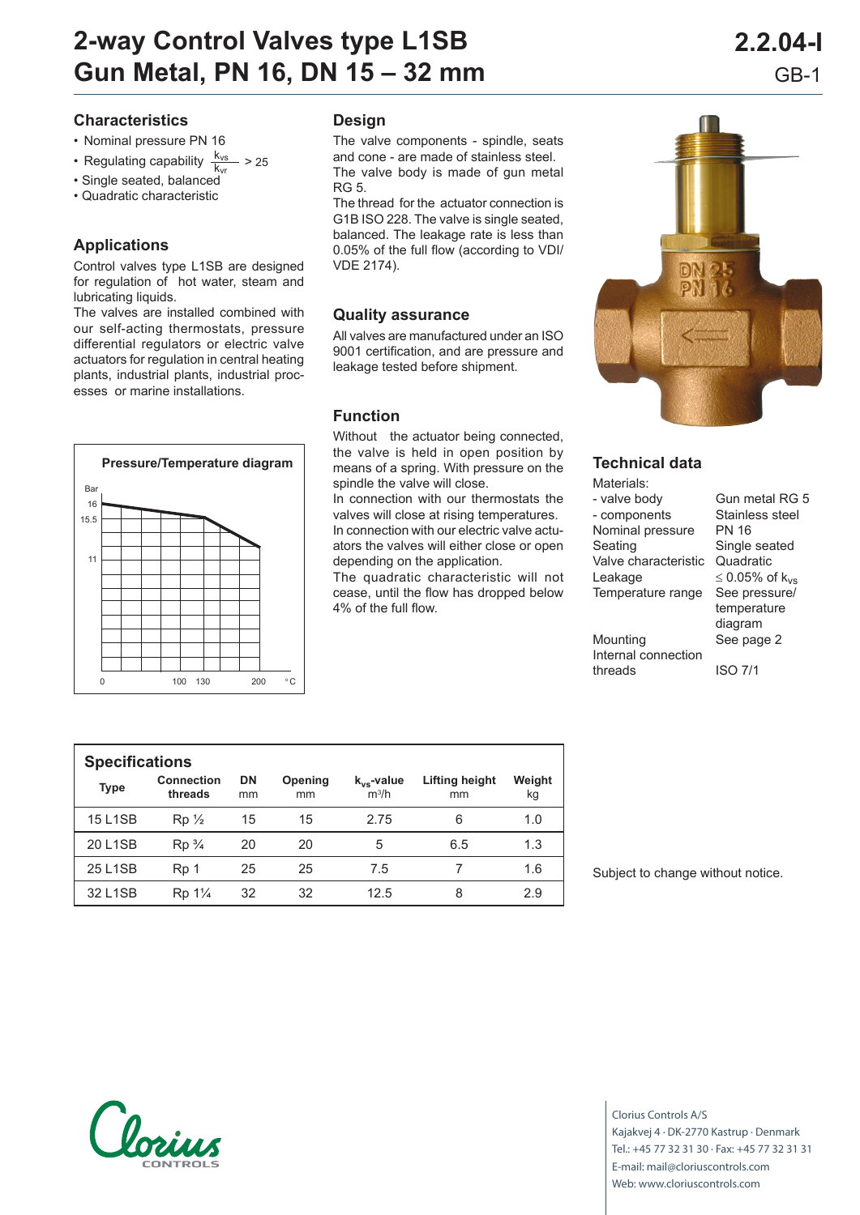# 2-way Control Valves type L1SB Gun Metal, PN 16, DN 15 – 32 mm

2.2.04-I

GB-1

## Characteristics

- Nominal pressure PN 16
- Regulating capability $\frac{k_{vs}}{k_{vr}} > 25$
- Single seated, balanced
- Quadratic characteristic

## Applications

Control valves type L1SB are designed for regulation of hot water, steam and lubricating liquids.

The valves are installed combined with our self-acting thermostats, pressure differential regulators or electric valve actuators for regulation in central heating plants, industrial plants, industrial processes or marine installations.

**Pressure/Temperature diagram**

Bar

16

15.5

11

0

100

130

200

°C

## Design

The valve components - spindle, seats and cone - are made of stainless steel. The valve body is made of gun metal RG 5.

The thread for the actuator connection is G1B ISO 228. The valve is single seated, balanced. The leakage rate is less than 0.05% of the full flow (according to VDI/VDE 2174).

## Quality assurance

All valves are manufactured under an ISO 9001 certification, and are pressure and leakage tested before shipment.

## Function

Without the actuator being connected, the valve is held in open position by means of a spring. With pressure on the spindle the valve will close.

In connection with our thermostats the valves will close at rising temperatures.

In connection with our electric valve actuators the valves will either close or open depending on the application.

The quadratic characteristic will not cease, until the flow has dropped below 4% of the full flow.

## Technical data

| | |
|---|---|
| Materials: | |
| - valve body | Gun metal RG 5 |
| - components | Stainless steel |
| Nominal pressure | PN 16 |
| Seating | Single seated |
| Valve characteristic | Quadratic |
| Leakage | ≤ 0.05% of $k_{vs}$ |
| Temperature range | See pressure/ temperature diagram |
| Mounting | See page 2 |
| Internal connection threads | ISO 7/1 |

## Specifications

| Type | Connection threads | DN mm | Opening mm | $k_{vs}$-value $m^3/h$ | Lifting height mm | Weight kg |
|---|---|---|---|---|---|---|
| 15 L1SB | Rp ½ | 15 | 15 | 2.75 | 6 | 1.0 |
| 20 L1SB | Rp ¾ | 20 | 20 | 5 | 6.5 | 1.3 |
| 25 L1SB | Rp 1 | 25 | 25 | 7.5 | 7 | 1.6 |
| 32 L1SB | Rp 1¼ | 32 | 32 | 12.5 | 8 | 2.9 |

Subject to change without notice.

Clorius Controls A/S
Kajakvej 4 · DK-2770 Kastrup · Denmark
Tel.: +45 77 32 31 30 · Fax: +45 77 32 31 31
E-mail: mail@cloriuscontrols.com
Web: www.cloriuscontrols.com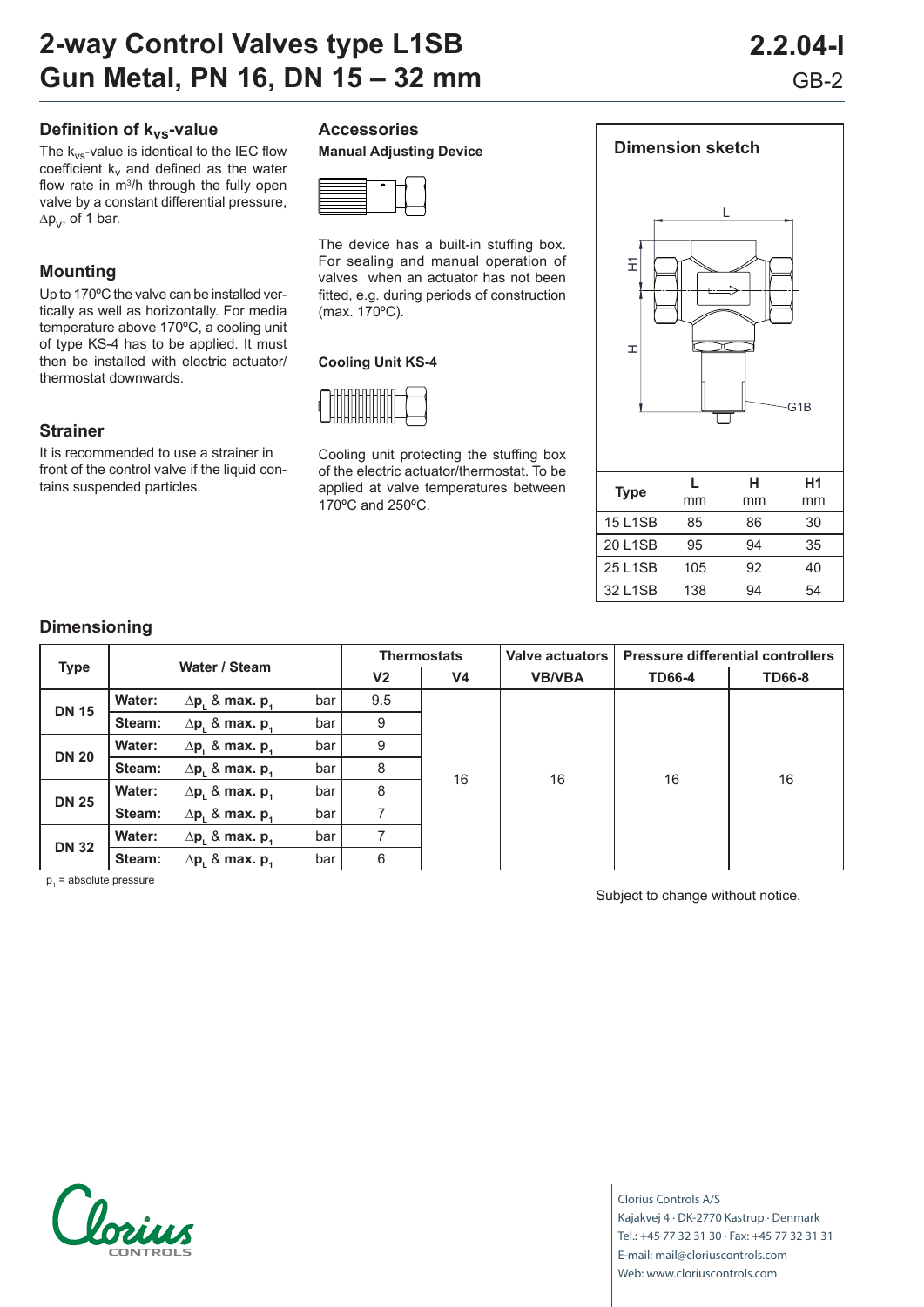# 2-way Control Valves type L1SB Gun Metal, PN 16, DN 15 – 32 mm

**2.2.04-I**
GB-2

## Definition of $k_{vs}$-value

The $k_{vs}$-value is identical to the IEC flow coefficient $k_v$ and defined as the water flow rate in $m^3/h$ through the fully open valve by a constant differential pressure, $\Delta p_V$, of 1 bar.

## Mounting

Up to 170ºC the valve can be installed vertically as well as horizontally. For media temperature above 170ºC, a cooling unit of type KS-4 has to be applied. It must then be installed with electric actuator/ thermostat downwards.

## Strainer

It is recommended to use a strainer in front of the control valve if the liquid contains suspended particles.

## Accessories

### Manual Adjusting Device

The device has a built-in stuffing box. For sealing and manual operation of valves when an actuator has not been fitted, e.g. during periods of construction (max. 170ºC).

### Cooling Unit KS-4

Cooling unit protecting the stuffing box of the electric actuator/thermostat. To be applied at valve temperatures between 170ºC and 250ºC.

## Dimension sketch

L
H1
H
G1B

| Type | L mm | H mm | H1 mm |
|---|---|---|---|
| 15 L1SB | 85 | 86 | 30 |
| 20 L1SB | 95 | 94 | 35 |
| 25 L1SB | 105 | 92 | 40 |
| 32 L1SB | 138 | 94 | 54 |

## Dimensioning

| Type | Water / Steam | | | Thermostats | | Valve actuators | Pressure differential controllers | |
|---|---|---|---|---|---|---|---|---|
| | | | | V2 | V4 | VB/VBA | TD66-4 | TD66-8 |
| DN 15 | Water: | $\Delta p_L$ & max. $p_1$ | bar | 9.5 | 16 | 16 | 16 | 16 |
| | Steam: | $\Delta p_L$ & max. $p_1$ | bar | 9 | | | | |
| DN 20 | Water: | $\Delta p_L$ & max. $p_1$ | bar | 9 | | | | |
| | Steam: | $\Delta p_L$ & max. $p_1$ | bar | 8 | | | | |
| DN 25 | Water: | $\Delta p_L$ & max. $p_1$ | bar | 8 | | | | |
| | Steam: | $\Delta p_L$ & max. $p_1$ | bar | 7 | | | | |
| DN 32 | Water: | $\Delta p_L$ & max. $p_1$ | bar | 7 | | | | |
| | Steam: | $\Delta p_L$ & max. $p_1$ | bar | 6 | | | | |

$p_1$ = absolute pressure

Subject to change without notice.

Clorius Controls A/S
Kajakvej 4 · DK-2770 Kastrup · Denmark
Tel.: +45 77 32 31 30 · Fax: +45 77 32 31 31
E-mail: mail@cloriuscontrols.com
Web: www.cloriuscontrols.com